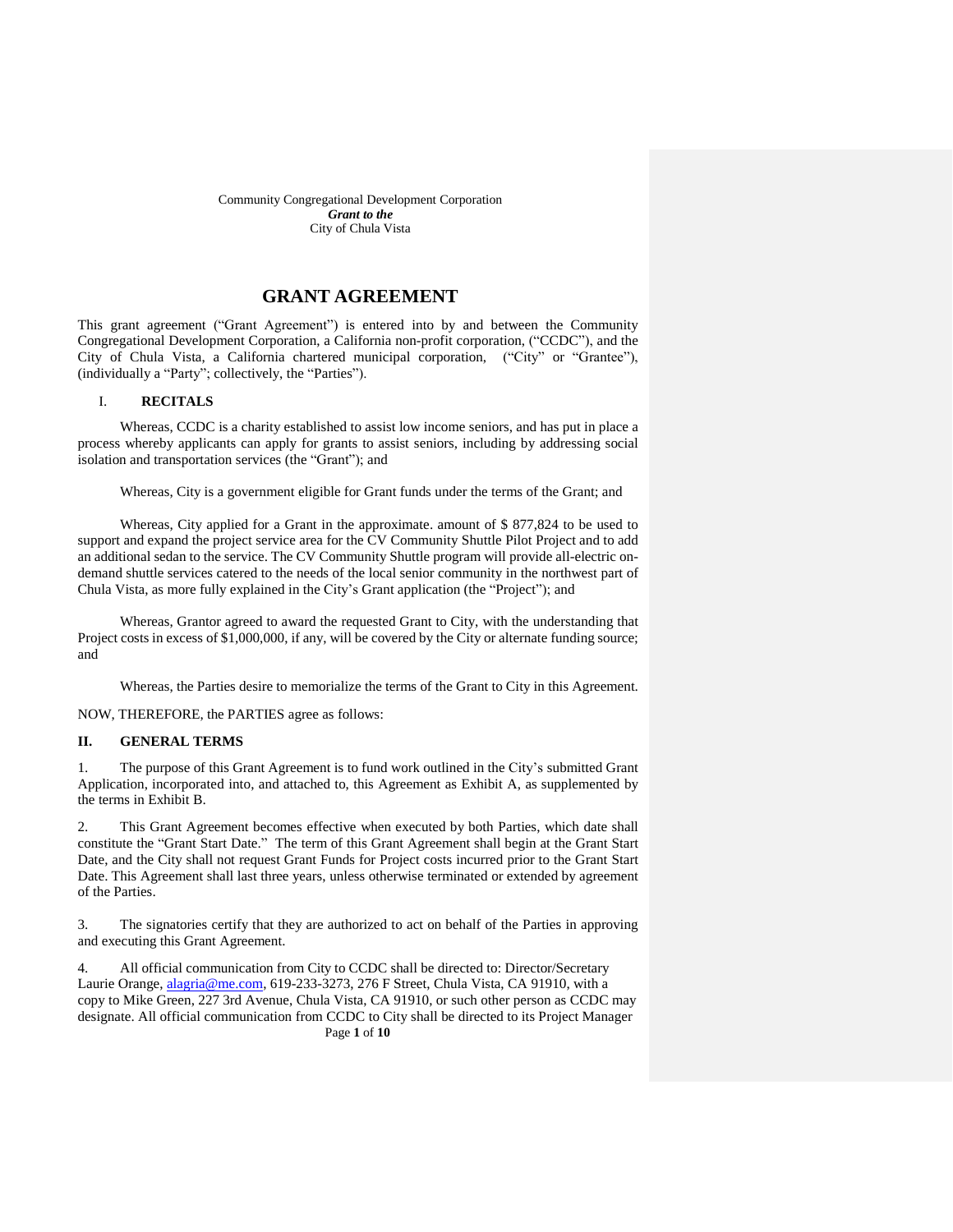Community Congregational Development Corporation
***Grant to the***
City of Chula Vista

# GRANT AGREEMENT

This grant agreement ("Grant Agreement") is entered into by and between the Community Congregational Development Corporation, a California non-profit corporation, ("CCDC"), and the City of Chula Vista, a California chartered municipal corporation, ("City" or "Grantee"), (individually a "Party"; collectively, the "Parties").

## I. RECITALS

Whereas, CCDC is a charity established to assist low income seniors, and has put in place a process whereby applicants can apply for grants to assist seniors, including by addressing social isolation and transportation services (the "Grant"); and

Whereas, City is a government eligible for Grant funds under the terms of the Grant; and

Whereas, City applied for a Grant in the approximate. amount of $ 877,824 to be used to support and expand the project service area for the CV Community Shuttle Pilot Project and to add an additional sedan to the service. The CV Community Shuttle program will provide all-electric on-demand shuttle services catered to the needs of the local senior community in the northwest part of Chula Vista, as more fully explained in the City's Grant application (the "Project"); and

Whereas, Grantor agreed to award the requested Grant to City, with the understanding that Project costs in excess of $1,000,000, if any, will be covered by the City or alternate funding source; and

Whereas, the Parties desire to memorialize the terms of the Grant to City in this Agreement.

NOW, THEREFORE, the PARTIES agree as follows:

## II. GENERAL TERMS

1. The purpose of this Grant Agreement is to fund work outlined in the City's submitted Grant Application, incorporated into, and attached to, this Agreement as Exhibit A, as supplemented by the terms in Exhibit B.

2. This Grant Agreement becomes effective when executed by both Parties, which date shall constitute the "Grant Start Date." The term of this Grant Agreement shall begin at the Grant Start Date, and the City shall not request Grant Funds for Project costs incurred prior to the Grant Start Date. This Agreement shall last three years, unless otherwise terminated or extended by agreement of the Parties.

3. The signatories certify that they are authorized to act on behalf of the Parties in approving and executing this Grant Agreement.

4. All official communication from City to CCDC shall be directed to: Director/Secretary Laurie Orange, alagria@me.com, 619-233-3273, 276 F Street, Chula Vista, CA 91910, with a copy to Mike Green, 227 3rd Avenue, Chula Vista, CA 91910, or such other person as CCDC may designate. All official communication from CCDC to City shall be directed to its Project Manager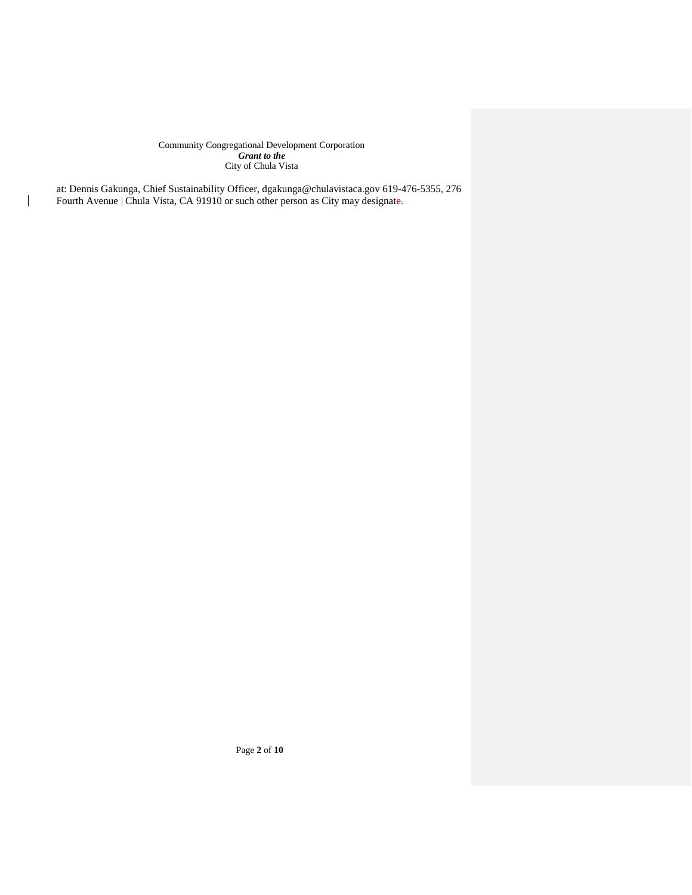at: Dennis Gakunga, Chief Sustainability Officer, dgakunga@chulavistaca.gov 619-476-5355, 276 Fourth Avenue | Chula Vista, CA 91910 or such other person as City may designate.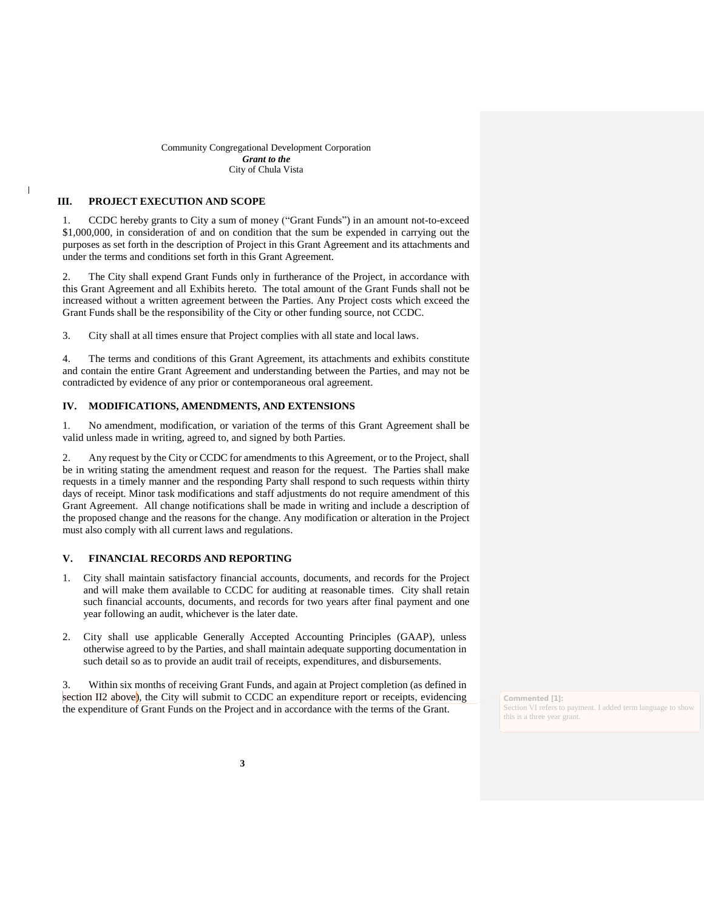## III. PROJECT EXECUTION AND SCOPE

1. CCDC hereby grants to City a sum of money ("Grant Funds") in an amount not-to-exceed $1,000,000, in consideration of and on condition that the sum be expended in carrying out the purposes as set forth in the description of Project in this Grant Agreement and its attachments and under the terms and conditions set forth in this Grant Agreement.

2. The City shall expend Grant Funds only in furtherance of the Project, in accordance with this Grant Agreement and all Exhibits hereto. The total amount of the Grant Funds shall not be increased without a written agreement between the Parties. Any Project costs which exceed the Grant Funds shall be the responsibility of the City or other funding source, not CCDC.

3. City shall at all times ensure that Project complies with all state and local laws.

4. The terms and conditions of this Grant Agreement, its attachments and exhibits constitute and contain the entire Grant Agreement and understanding between the Parties, and may not be contradicted by evidence of any prior or contemporaneous oral agreement.

## IV. MODIFICATIONS, AMENDMENTS, AND EXTENSIONS

1. No amendment, modification, or variation of the terms of this Grant Agreement shall be valid unless made in writing, agreed to, and signed by both Parties.

2. Any request by the City or CCDC for amendments to this Agreement, or to the Project, shall be in writing stating the amendment request and reason for the request. The Parties shall make requests in a timely manner and the responding Party shall respond to such requests within thirty days of receipt. Minor task modifications and staff adjustments do not require amendment of this Grant Agreement. All change notifications shall be made in writing and include a description of the proposed change and the reasons for the change. Any modification or alteration in the Project must also comply with all current laws and regulations.

## V. FINANCIAL RECORDS AND REPORTING

1. City shall maintain satisfactory financial accounts, documents, and records for the Project and will make them available to CCDC for auditing at reasonable times. City shall retain such financial accounts, documents, and records for two years after final payment and one year following an audit, whichever is the later date.

2. City shall use applicable Generally Accepted Accounting Principles (GAAP), unless otherwise agreed to by the Parties, and shall maintain adequate supporting documentation in such detail so as to provide an audit trail of receipts, expenditures, and disbursements.

3. Within six months of receiving Grant Funds, and again at Project completion (as defined in section II2 above), the City will submit to CCDC an expenditure report or receipts, evidencing the expenditure of Grant Funds on the Project and in accordance with the terms of the Grant.

Commented [1]: Section VI refers to payment. I added term language to show this is a three year grant.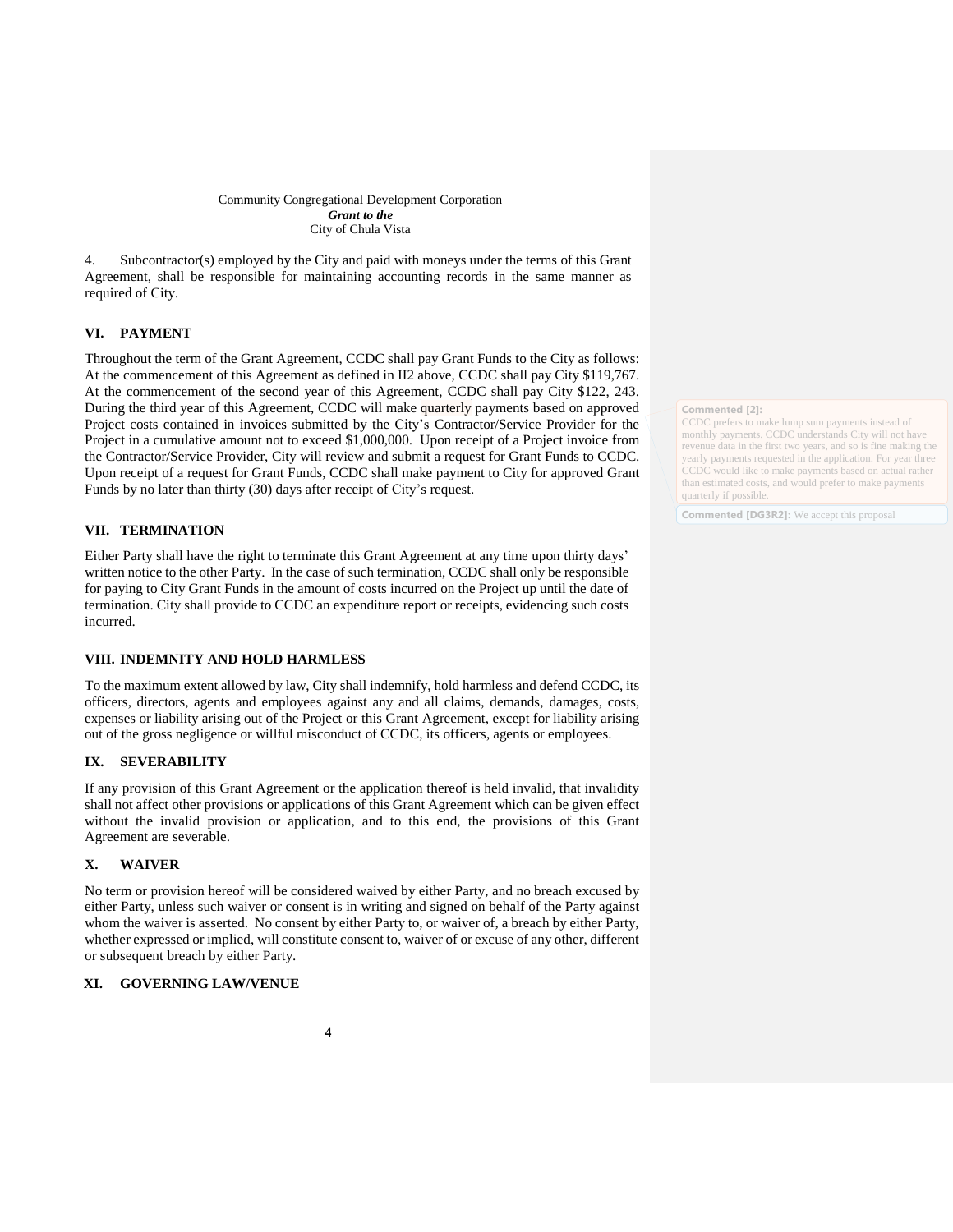Community Congregational Development Corporation
***Grant to the***
City of Chula Vista

4. Subcontractor(s) employed by the City and paid with moneys under the terms of this Grant Agreement, shall be responsible for maintaining accounting records in the same manner as required of City.

## VI. PAYMENT

Throughout the term of the Grant Agreement, CCDC shall pay Grant Funds to the City as follows: At the commencement of this Agreement as defined in II2 above, CCDC shall pay City $119,767. At the commencement of the second year of this Agreement, CCDC shall pay City $122,243. During the third year of this Agreement, CCDC will make quarterly payments based on approved Project costs contained in invoices submitted by the City's Contractor/Service Provider for the Project in a cumulative amount not to exceed $1,000,000. Upon receipt of a Project invoice from the Contractor/Service Provider, City will review and submit a request for Grant Funds to CCDC. Upon receipt of a request for Grant Funds, CCDC shall make payment to City for approved Grant Funds by no later than thirty (30) days after receipt of City's request.

**Commented [2]:** CCDC prefers to make lump sum payments instead of monthly payments. CCDC understands City will not have revenue data in the first two years, and so is fine making the yearly payments requested in the application. For year three CCDC would like to make payments based on actual rather than estimated costs, and would prefer to make payments quarterly if possible.

**Commented [DG3R2]:** We accept this proposal

## VII. TERMINATION

Either Party shall have the right to terminate this Grant Agreement at any time upon thirty days' written notice to the other Party. In the case of such termination, CCDC shall only be responsible for paying to City Grant Funds in the amount of costs incurred on the Project up until the date of termination. City shall provide to CCDC an expenditure report or receipts, evidencing such costs incurred.

## VIII. INDEMNITY AND HOLD HARMLESS

To the maximum extent allowed by law, City shall indemnify, hold harmless and defend CCDC, its officers, directors, agents and employees against any and all claims, demands, damages, costs, expenses or liability arising out of the Project or this Grant Agreement, except for liability arising out of the gross negligence or willful misconduct of CCDC, its officers, agents or employees.

## IX. SEVERABILITY

If any provision of this Grant Agreement or the application thereof is held invalid, that invalidity shall not affect other provisions or applications of this Grant Agreement which can be given effect without the invalid provision or application, and to this end, the provisions of this Grant Agreement are severable.

## X. WAIVER

No term or provision hereof will be considered waived by either Party, and no breach excused by either Party, unless such waiver or consent is in writing and signed on behalf of the Party against whom the waiver is asserted. No consent by either Party to, or waiver of, a breach by either Party, whether expressed or implied, will constitute consent to, waiver of or excuse of any other, different or subsequent breach by either Party.

## XI. GOVERNING LAW/VENUE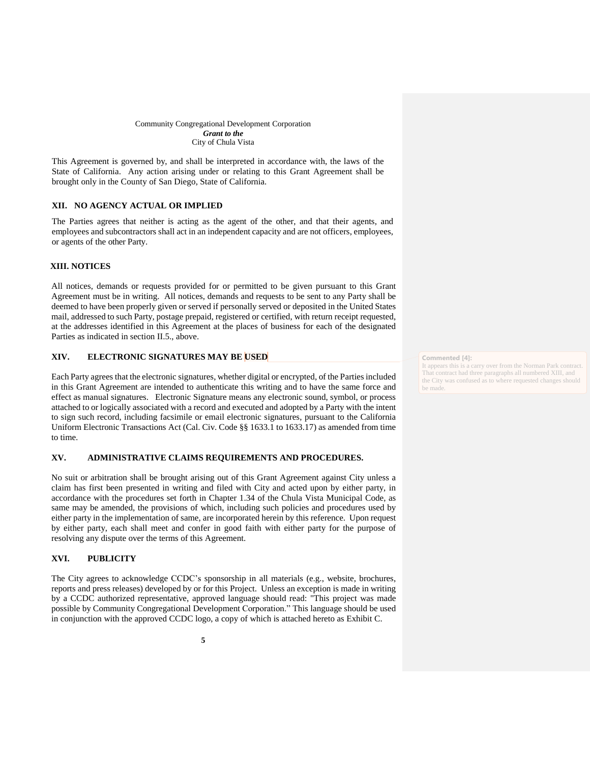This Agreement is governed by, and shall be interpreted in accordance with, the laws of the State of California. Any action arising under or relating to this Grant Agreement shall be brought only in the County of San Diego, State of California.

## XII. NO AGENCY ACTUAL OR IMPLIED

The Parties agrees that neither is acting as the agent of the other, and that their agents, and employees and subcontractors shall act in an independent capacity and are not officers, employees, or agents of the other Party.

## XIII. NOTICES

All notices, demands or requests provided for or permitted to be given pursuant to this Grant Agreement must be in writing. All notices, demands and requests to be sent to any Party shall be deemed to have been properly given or served if personally served or deposited in the United States mail, addressed to such Party, postage prepaid, registered or certified, with return receipt requested, at the addresses identified in this Agreement at the places of business for each of the designated Parties as indicated in section II.5., above.

## XIV. ELECTRONIC SIGNATURES MAY BE USED

> **Commented [4]:** It appears this is a carry over from the Norman Park contract. That contract had three paragraphs all numbered XIII, and the City was confused as to where requested changes should be made.

Each Party agrees that the electronic signatures, whether digital or encrypted, of the Parties included in this Grant Agreement are intended to authenticate this writing and to have the same force and effect as manual signatures. Electronic Signature means any electronic sound, symbol, or process attached to or logically associated with a record and executed and adopted by a Party with the intent to sign such record, including facsimile or email electronic signatures, pursuant to the California Uniform Electronic Transactions Act (Cal. Civ. Code §§ 1633.1 to 1633.17) as amended from time to time.

## XV. ADMINISTRATIVE CLAIMS REQUIREMENTS AND PROCEDURES.

No suit or arbitration shall be brought arising out of this Grant Agreement against City unless a claim has first been presented in writing and filed with City and acted upon by either party, in accordance with the procedures set forth in Chapter 1.34 of the Chula Vista Municipal Code, as same may be amended, the provisions of which, including such policies and procedures used by either party in the implementation of same, are incorporated herein by this reference. Upon request by either party, each shall meet and confer in good faith with either party for the purpose of resolving any dispute over the terms of this Agreement.

## XVI. PUBLICITY

The City agrees to acknowledge CCDC's sponsorship in all materials (e.g., website, brochures, reports and press releases) developed by or for this Project. Unless an exception is made in writing by a CCDC authorized representative, approved language should read: "This project was made possible by Community Congregational Development Corporation." This language should be used in conjunction with the approved CCDC logo, a copy of which is attached hereto as Exhibit C.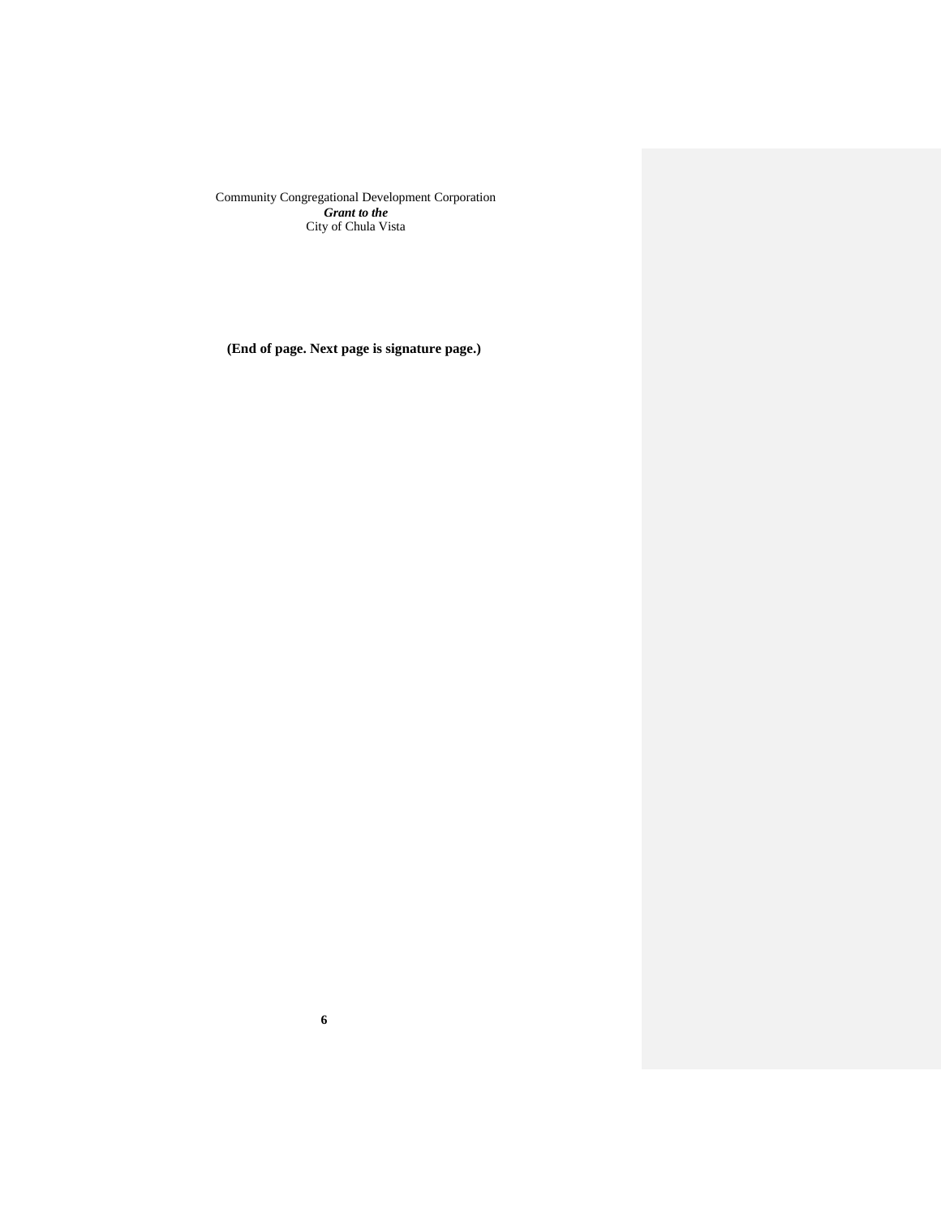**(End of page. Next page is signature page.)**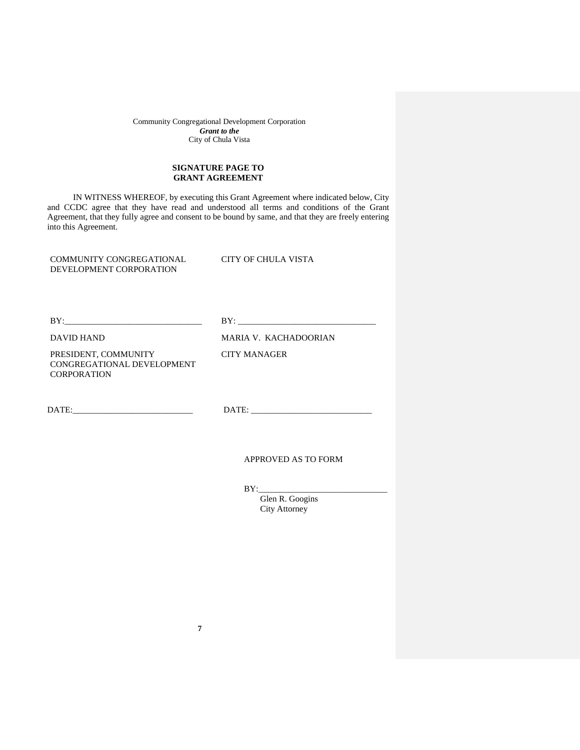Community Congregational Development Corporation
***Grant to the***
City of Chula Vista

**SIGNATURE PAGE TO**
**GRANT AGREEMENT**

IN WITNESS WHEREOF, by executing this Grant Agreement where indicated below, City and CCDC agree that they have read and understood all terms and conditions of the Grant Agreement, that they fully agree and consent to be bound by same, and that they are freely entering into this Agreement.

| COMMUNITY CONGREGATIONAL DEVELOPMENT CORPORATION | CITY OF CHULA VISTA |
|---|---|
| BY:_______________________________ | BY: _______________________________ |
| DAVID HAND | MARIA V. KACHADOORIAN |
| PRESIDENT, COMMUNITY CONGREGATIONAL DEVELOPMENT CORPORATION | CITY MANAGER |
| DATE:___________________________ | DATE: ___________________________ |

APPROVED AS TO FORM

BY:_____________________________
Glen R. Googins
City Attorney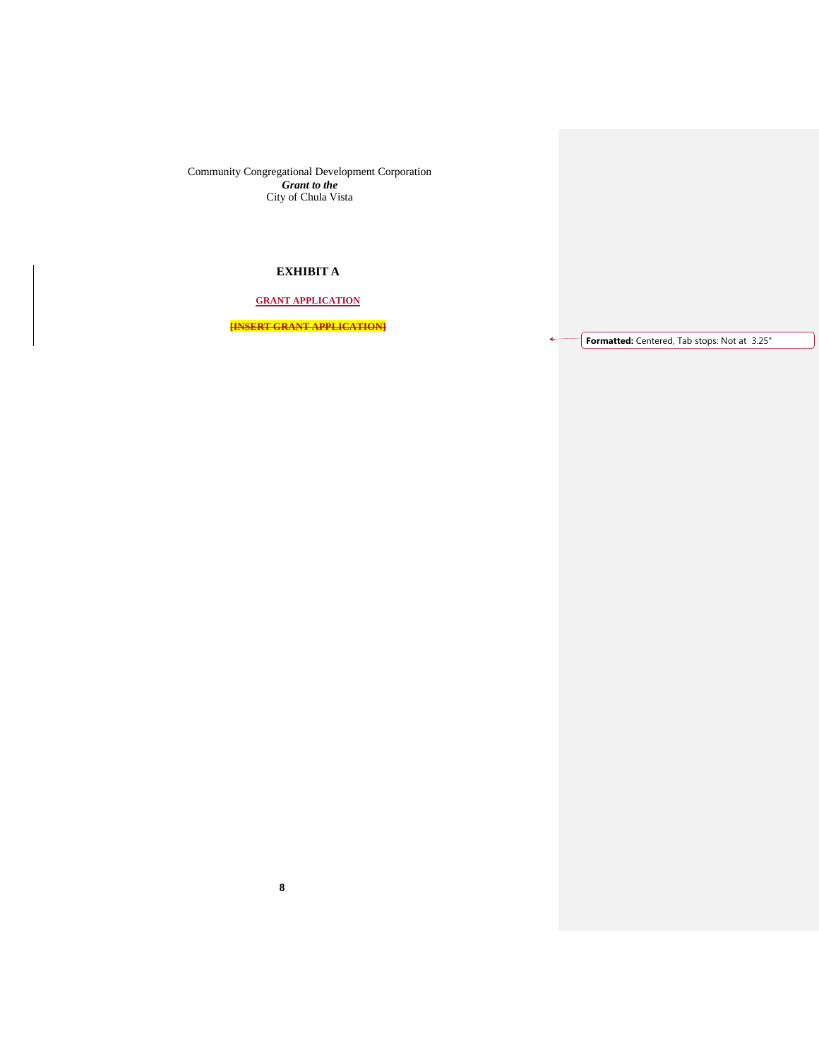Community Congregational Development Corporation
***Grant to the***
City of Chula Vista

**EXHIBIT A**

**GRANT APPLICATION**

~~**[INSERT GRANT APPLICATION]**~~

Formatted: Centered, Tab stops: Not at 3.25"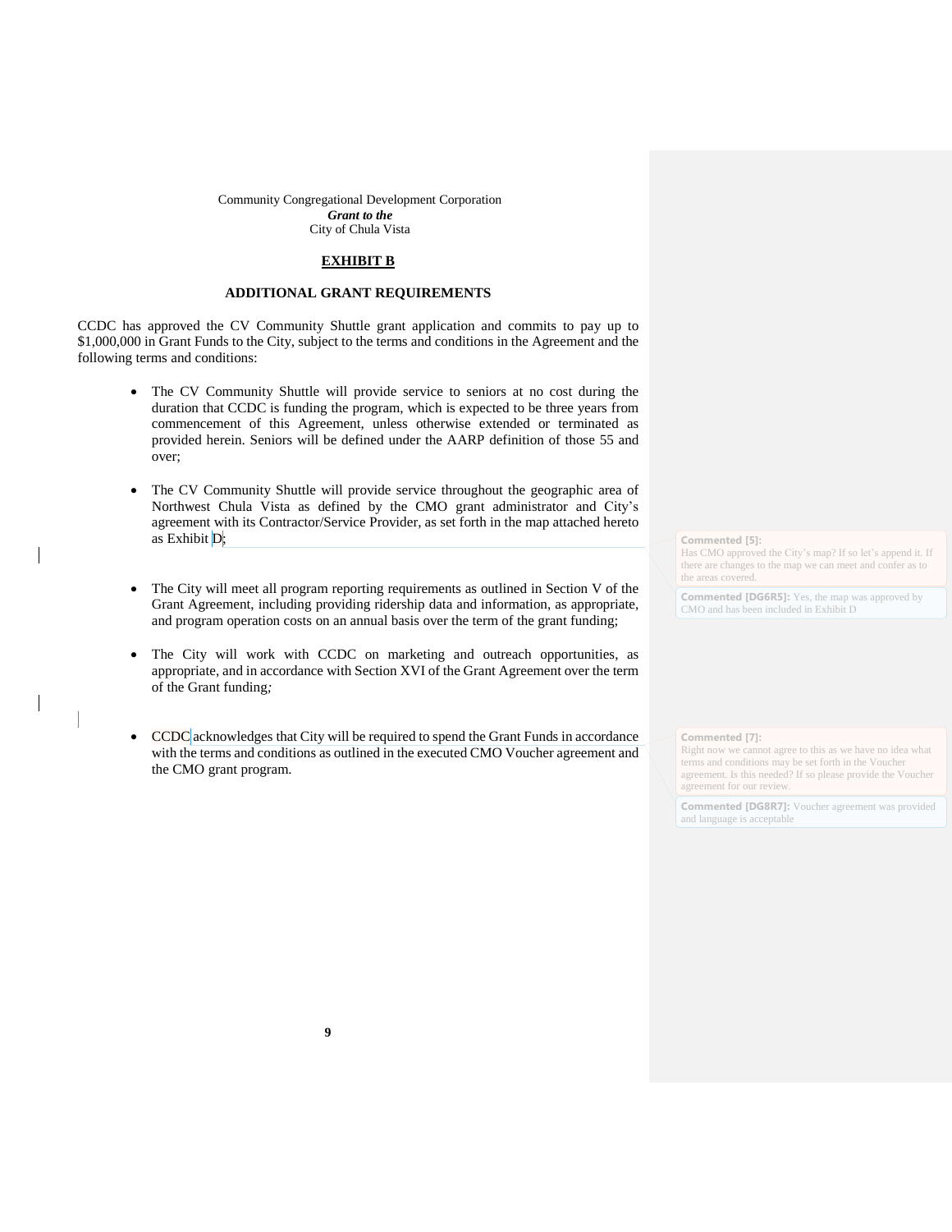Community Congregational Development Corporation
***Grant to the***
City of Chula Vista

**EXHIBIT B**

**ADDITIONAL GRANT REQUIREMENTS**

CCDC has approved the CV Community Shuttle grant application and commits to pay up to $1,000,000 in Grant Funds to the City, subject to the terms and conditions in the Agreement and the following terms and conditions:

- The CV Community Shuttle will provide service to seniors at no cost during the duration that CCDC is funding the program, which is expected to be three years from commencement of this Agreement, unless otherwise extended or terminated as provided herein. Seniors will be defined under the AARP definition of those 55 and over;

- The CV Community Shuttle will provide service throughout the geographic area of Northwest Chula Vista as defined by the CMO grant administrator and City's agreement with its Contractor/Service Provider, as set forth in the map attached hereto as Exhibit D;

- The City will meet all program reporting requirements as outlined in Section V of the Grant Agreement, including providing ridership data and information, as appropriate, and program operation costs on an annual basis over the term of the grant funding;

- The City will work with CCDC on marketing and outreach opportunities, as appropriate, and in accordance with Section XVI of the Grant Agreement over the term of the Grant funding*;*

- CCDC acknowledges that City will be required to spend the Grant Funds in accordance with the terms and conditions as outlined in the executed CMO Voucher agreement and the CMO grant program.

**Commented [5]:** Has CMO approved the City's map? If so let's append it. If there are changes to the map we can meet and confer as to the areas covered.

**Commented [DG6R5]:** Yes, the map was approved by CMO and has been included in Exhibit D

**Commented [7]:** Right now we cannot agree to this as we have no idea what terms and conditions may be set forth in the Voucher agreement. Is this needed? If so please provide the Voucher agreement for our review.

**Commented [DG8R7]:** Voucher agreement was provided and language is acceptable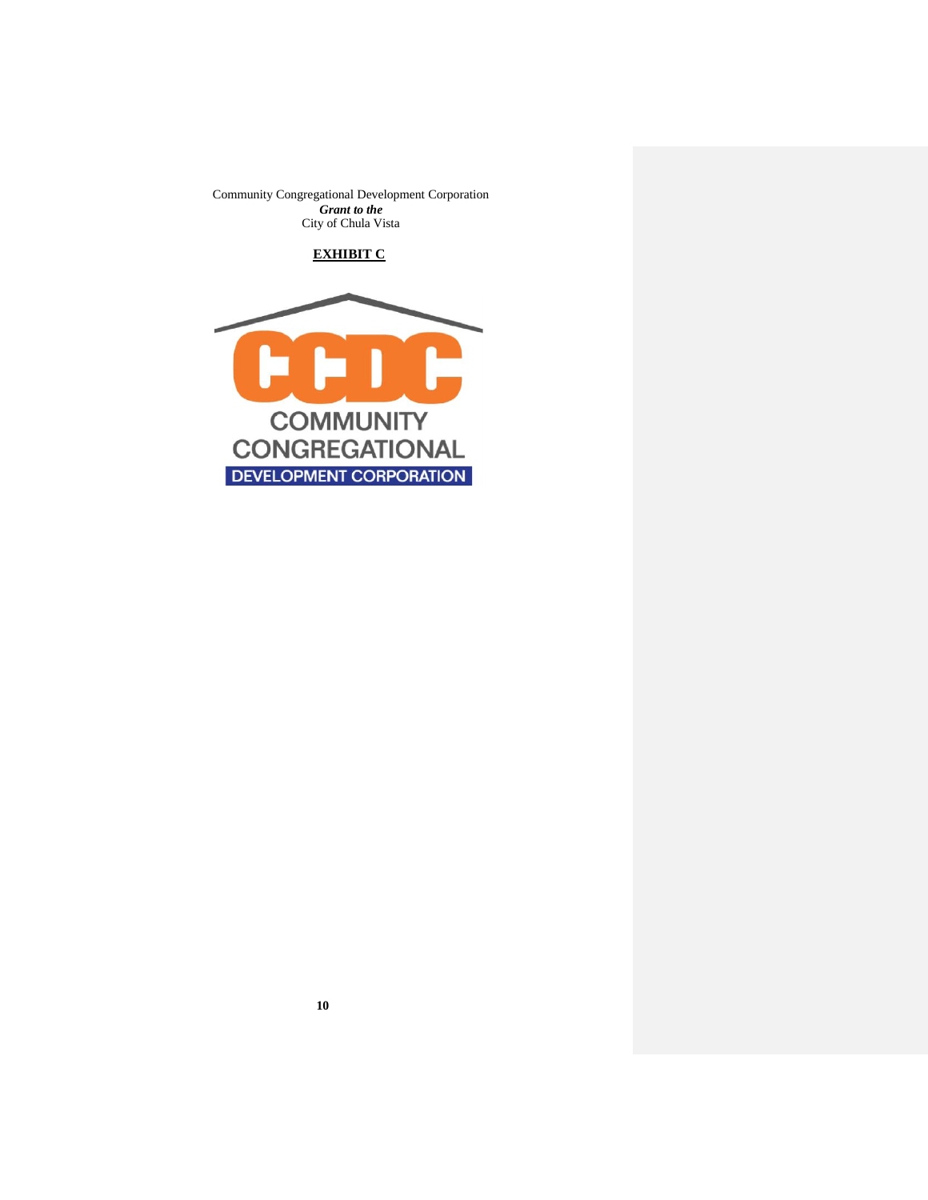Community Congregational Development Corporation
***Grant to the***
City of Chula Vista

**EXHIBIT C**

CCDC
COMMUNITY
CONGREGATIONAL
DEVELOPMENT CORPORATION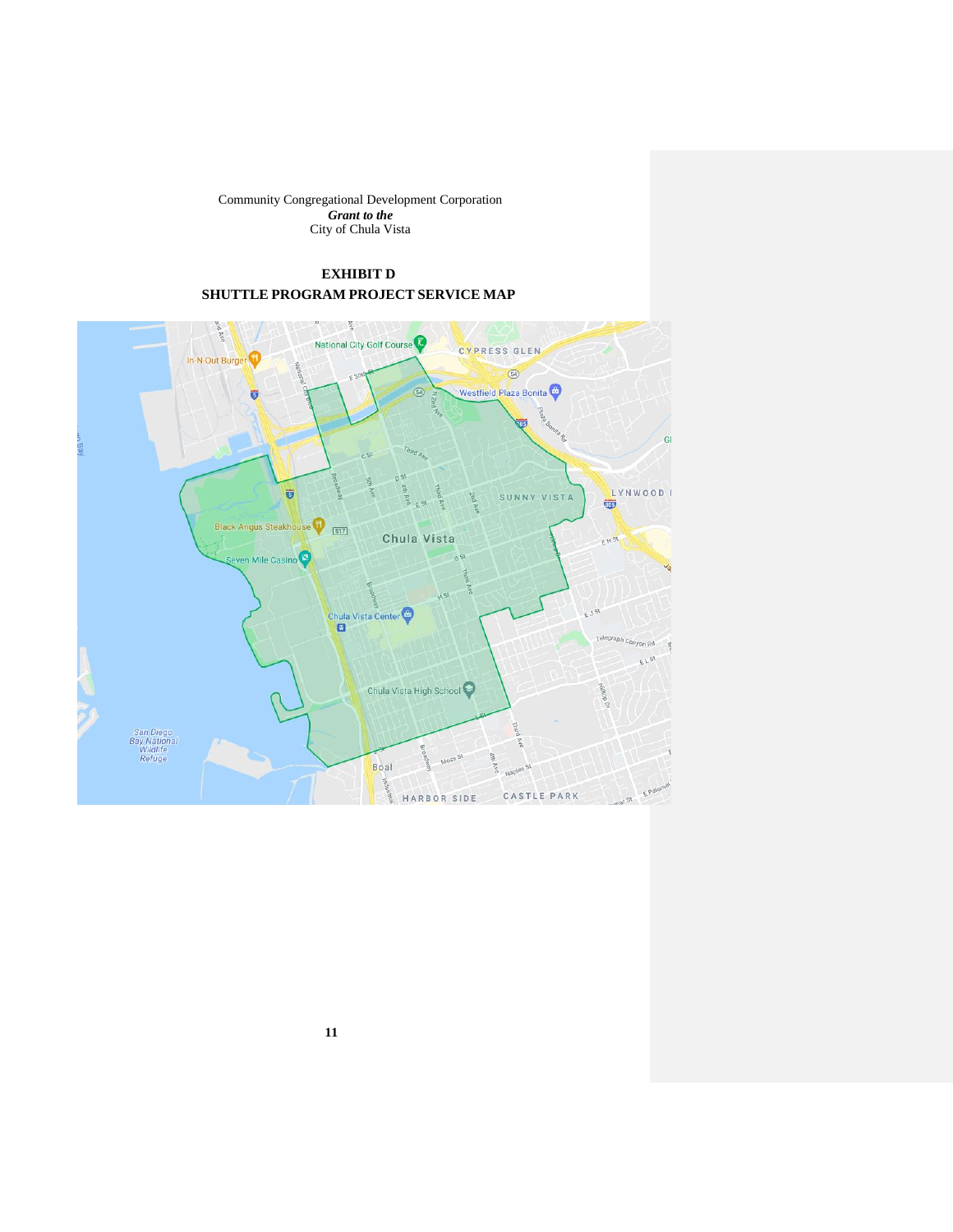Community Congregational Development Corporation
***Grant to the***
City of Chula Vista

**EXHIBIT D**
**SHUTTLE PROGRAM PROJECT SERVICE MAP**

National City Golf Course
In-N-Out Burger
CYPRESS GLEN
Westfield Plaza Bonita
SUNNY VISTA
LYNWOOD
Black Angus Steakhouse
Chula Vista
Seven Mile Casino
Chula Vista Center
Chula Vista High School
San Diego Bay National Wildlife Refuge
HARBOR SIDE
CASTLE PARK